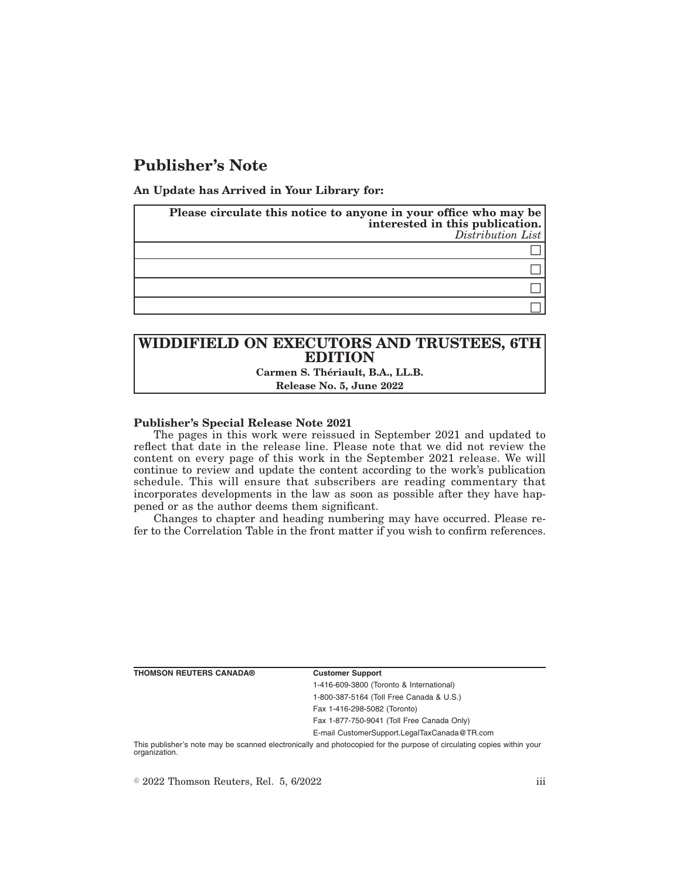# Publisher's Note

**An Update has Arrived in Your Library for:**

| **Please circulate this notice to anyone in your office who may be interested in this publication.** *Distribution List* |
|---|
| ☐ |
| ☐ |
| ☐ |
| ☐ |

## WIDDIFIELD ON EXECUTORS AND TRUSTEES, 6TH EDITION

**Carmen S. Thériault, B.A., LL.B.**

**Release No. 5, June 2022**

**Publisher's Special Release Note 2021**

The pages in this work were reissued in September 2021 and updated to reflect that date in the release line. Please note that we did not review the content on every page of this work in the September 2021 release. We will continue to review and update the content according to the work's publication schedule. This will ensure that subscribers are reading commentary that incorporates developments in the law as soon as possible after they have happened or as the author deems them significant.

Changes to chapter and heading numbering may have occurred. Please refer to the Correlation Table in the front matter if you wish to confirm references.

**THOMSON REUTERS CANADA®**

**Customer Support**

1-416-609-3800 (Toronto & International)

1-800-387-5164 (Toll Free Canada & U.S.)

Fax 1-416-298-5082 (Toronto)

Fax 1-877-750-9041 (Toll Free Canada Only)

E-mail CustomerSupport.LegalTaxCanada@TR.com

This publisher's note may be scanned electronically and photocopied for the purpose of circulating copies within your organization.

© 2022 Thomson Reuters, Rel. 5, 6/2022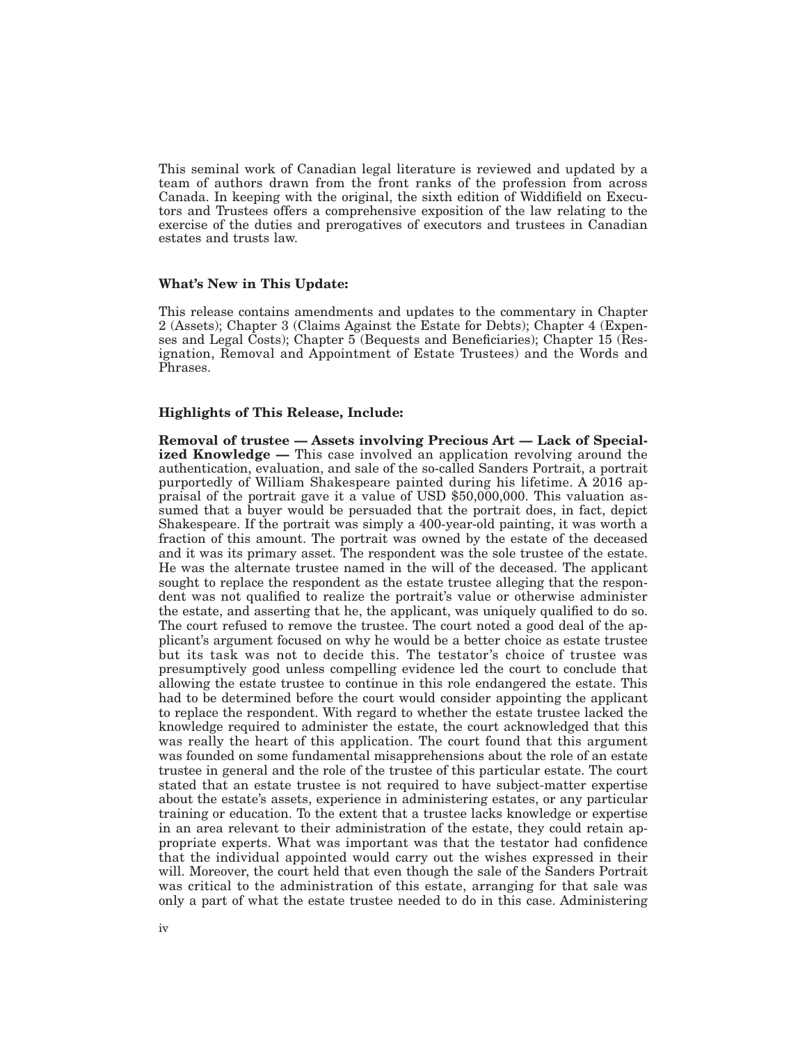This seminal work of Canadian legal literature is reviewed and updated by a team of authors drawn from the front ranks of the profession from across Canada. In keeping with the original, the sixth edition of Widdifield on Executors and Trustees offers a comprehensive exposition of the law relating to the exercise of the duties and prerogatives of executors and trustees in Canadian estates and trusts law.

### What's New in This Update:

This release contains amendments and updates to the commentary in Chapter 2 (Assets); Chapter 3 (Claims Against the Estate for Debts); Chapter 4 (Expenses and Legal Costs); Chapter 5 (Bequests and Beneficiaries); Chapter 15 (Resignation, Removal and Appointment of Estate Trustees) and the Words and Phrases.

### Highlights of This Release, Include:

**Removal of trustee — Assets involving Precious Art — Lack of Specialized Knowledge —** This case involved an application revolving around the authentication, evaluation, and sale of the so-called Sanders Portrait, a portrait purportedly of William Shakespeare painted during his lifetime. A 2016 appraisal of the portrait gave it a value of USD $50,000,000. This valuation assumed that a buyer would be persuaded that the portrait does, in fact, depict Shakespeare. If the portrait was simply a 400-year-old painting, it was worth a fraction of this amount. The portrait was owned by the estate of the deceased and it was its primary asset. The respondent was the sole trustee of the estate. He was the alternate trustee named in the will of the deceased. The applicant sought to replace the respondent as the estate trustee alleging that the respondent was not qualified to realize the portrait's value or otherwise administer the estate, and asserting that he, the applicant, was uniquely qualified to do so. The court refused to remove the trustee. The court noted a good deal of the applicant's argument focused on why he would be a better choice as estate trustee but its task was not to decide this. The testator's choice of trustee was presumptively good unless compelling evidence led the court to conclude that allowing the estate trustee to continue in this role endangered the estate. This had to be determined before the court would consider appointing the applicant to replace the respondent. With regard to whether the estate trustee lacked the knowledge required to administer the estate, the court acknowledged that this was really the heart of this application. The court found that this argument was founded on some fundamental misapprehensions about the role of an estate trustee in general and the role of the trustee of this particular estate. The court stated that an estate trustee is not required to have subject-matter expertise about the estate's assets, experience in administering estates, or any particular training or education. To the extent that a trustee lacks knowledge or expertise in an area relevant to their administration of the estate, they could retain appropriate experts. What was important was that the testator had confidence that the individual appointed would carry out the wishes expressed in their will. Moreover, the court held that even though the sale of the Sanders Portrait was critical to the administration of this estate, arranging for that sale was only a part of what the estate trustee needed to do in this case. Administering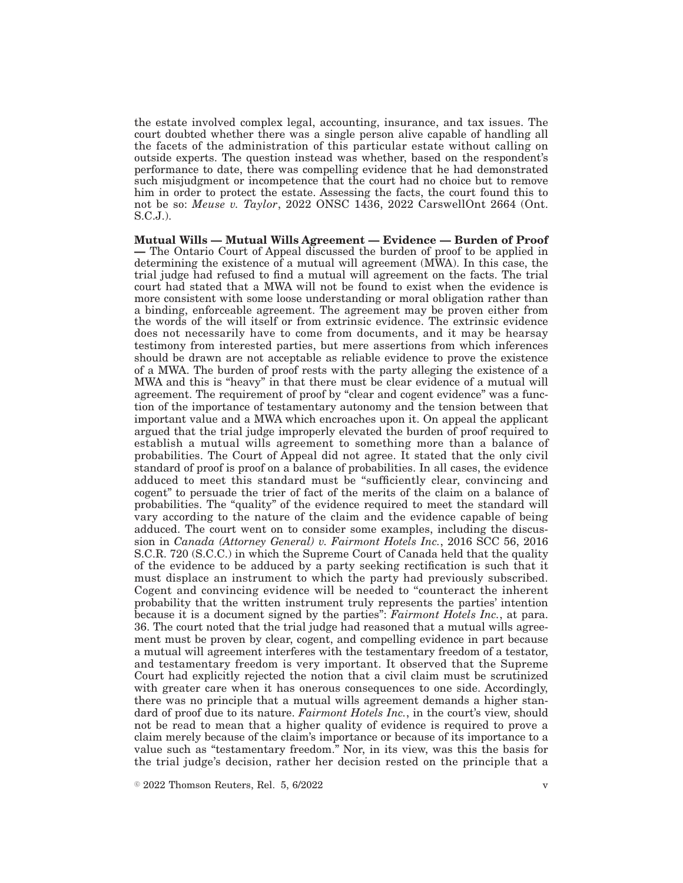the estate involved complex legal, accounting, insurance, and tax issues. The court doubted whether there was a single person alive capable of handling all the facets of the administration of this particular estate without calling on outside experts. The question instead was whether, based on the respondent's performance to date, there was compelling evidence that he had demonstrated such misjudgment or incompetence that the court had no choice but to remove him in order to protect the estate. Assessing the facts, the court found this to not be so: *Meuse v. Taylor*, 2022 ONSC 1436, 2022 CarswellOnt 2664 (Ont. S.C.J.).

**Mutual Wills — Mutual Wills Agreement — Evidence — Burden of Proof —** The Ontario Court of Appeal discussed the burden of proof to be applied in determining the existence of a mutual will agreement (MWA). In this case, the trial judge had refused to find a mutual will agreement on the facts. The trial court had stated that a MWA will not be found to exist when the evidence is more consistent with some loose understanding or moral obligation rather than a binding, enforceable agreement. The agreement may be proven either from the words of the will itself or from extrinsic evidence. The extrinsic evidence does not necessarily have to come from documents, and it may be hearsay testimony from interested parties, but mere assertions from which inferences should be drawn are not acceptable as reliable evidence to prove the existence of a MWA. The burden of proof rests with the party alleging the existence of a MWA and this is "heavy" in that there must be clear evidence of a mutual will agreement. The requirement of proof by "clear and cogent evidence" was a function of the importance of testamentary autonomy and the tension between that important value and a MWA which encroaches upon it. On appeal the applicant argued that the trial judge improperly elevated the burden of proof required to establish a mutual wills agreement to something more than a balance of probabilities. The Court of Appeal did not agree. It stated that the only civil standard of proof is proof on a balance of probabilities. In all cases, the evidence adduced to meet this standard must be "sufficiently clear, convincing and cogent" to persuade the trier of fact of the merits of the claim on a balance of probabilities. The "quality" of the evidence required to meet the standard will vary according to the nature of the claim and the evidence capable of being adduced. The court went on to consider some examples, including the discussion in *Canada (Attorney General) v. Fairmont Hotels Inc.*, 2016 SCC 56, 2016 S.C.R. 720 (S.C.C.) in which the Supreme Court of Canada held that the quality of the evidence to be adduced by a party seeking rectification is such that it must displace an instrument to which the party had previously subscribed. Cogent and convincing evidence will be needed to "counteract the inherent probability that the written instrument truly represents the parties' intention because it is a document signed by the parties": *Fairmont Hotels Inc.*, at para. 36. The court noted that the trial judge had reasoned that a mutual wills agreement must be proven by clear, cogent, and compelling evidence in part because a mutual will agreement interferes with the testamentary freedom of a testator, and testamentary freedom is very important. It observed that the Supreme Court had explicitly rejected the notion that a civil claim must be scrutinized with greater care when it has onerous consequences to one side. Accordingly, there was no principle that a mutual wills agreement demands a higher standard of proof due to its nature. *Fairmont Hotels Inc.*, in the court's view, should not be read to mean that a higher quality of evidence is required to prove a claim merely because of the claim's importance or because of its importance to a value such as "testamentary freedom." Nor, in its view, was this the basis for the trial judge's decision, rather her decision rested on the principle that a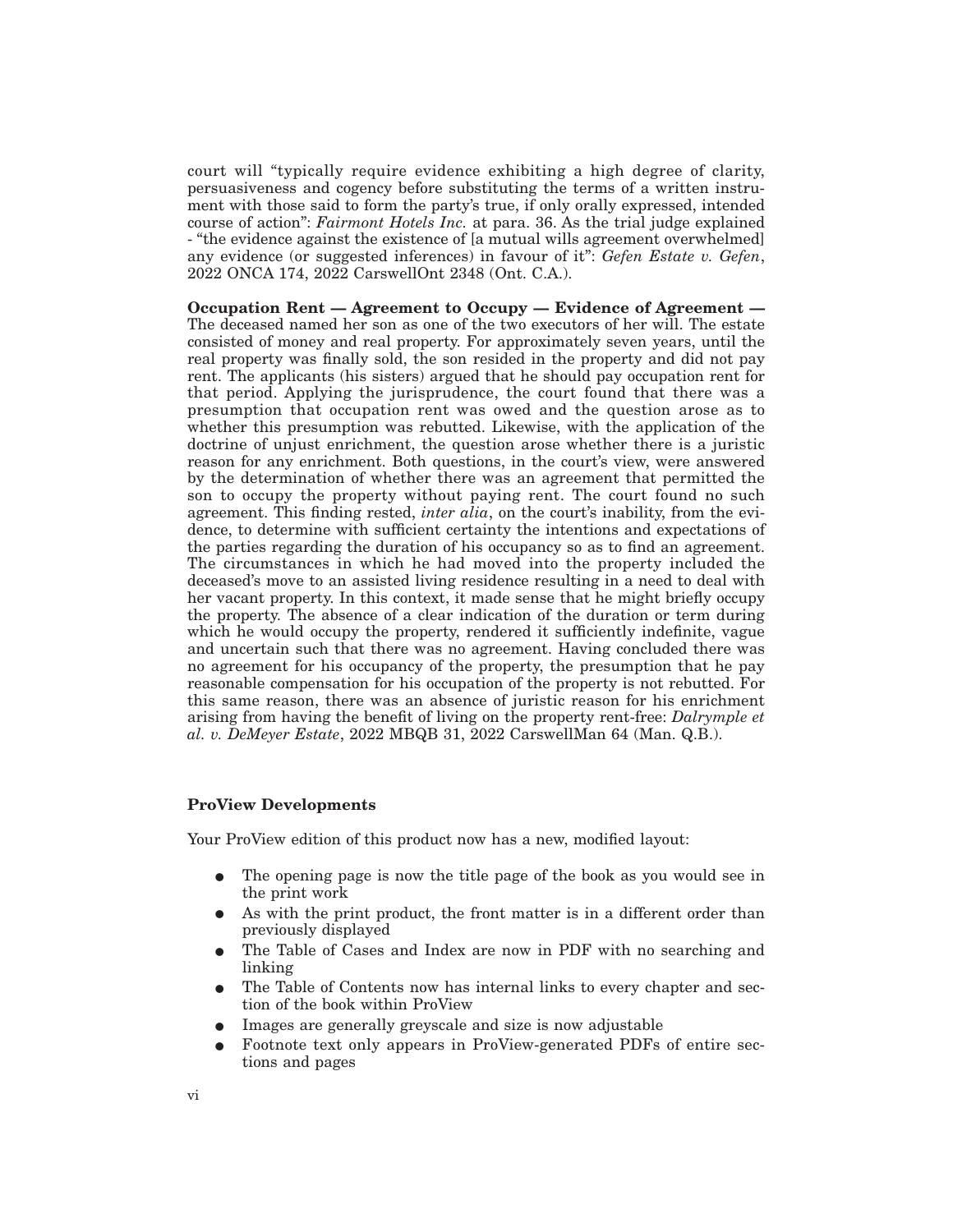court will "typically require evidence exhibiting a high degree of clarity, persuasiveness and cogency before substituting the terms of a written instrument with those said to form the party's true, if only orally expressed, intended course of action": *Fairmont Hotels Inc.* at para. 36. As the trial judge explained - "the evidence against the existence of [a mutual wills agreement overwhelmed] any evidence (or suggested inferences) in favour of it": *Gefen Estate v. Gefen*, 2022 ONCA 174, 2022 CarswellOnt 2348 (Ont. C.A.).

**Occupation Rent — Agreement to Occupy — Evidence of Agreement —** The deceased named her son as one of the two executors of her will. The estate consisted of money and real property. For approximately seven years, until the real property was finally sold, the son resided in the property and did not pay rent. The applicants (his sisters) argued that he should pay occupation rent for that period. Applying the jurisprudence, the court found that there was a presumption that occupation rent was owed and the question arose as to whether this presumption was rebutted. Likewise, with the application of the doctrine of unjust enrichment, the question arose whether there is a juristic reason for any enrichment. Both questions, in the court's view, were answered by the determination of whether there was an agreement that permitted the son to occupy the property without paying rent. The court found no such agreement. This finding rested, *inter alia*, on the court's inability, from the evidence, to determine with sufficient certainty the intentions and expectations of the parties regarding the duration of his occupancy so as to find an agreement. The circumstances in which he had moved into the property included the deceased's move to an assisted living residence resulting in a need to deal with her vacant property. In this context, it made sense that he might briefly occupy the property. The absence of a clear indication of the duration or term during which he would occupy the property, rendered it sufficiently indefinite, vague and uncertain such that there was no agreement. Having concluded there was no agreement for his occupancy of the property, the presumption that he pay reasonable compensation for his occupation of the property is not rebutted. For this same reason, there was an absence of juristic reason for his enrichment arising from having the benefit of living on the property rent-free: *Dalrymple et al. v. DeMeyer Estate*, 2022 MBQB 31, 2022 CarswellMan 64 (Man. Q.B.).

**ProView Developments**

Your ProView edition of this product now has a new, modified layout:

- The opening page is now the title page of the book as you would see in the print work
- As with the print product, the front matter is in a different order than previously displayed
- The Table of Cases and Index are now in PDF with no searching and linking
- The Table of Contents now has internal links to every chapter and section of the book within ProView
- Images are generally greyscale and size is now adjustable
- Footnote text only appears in ProView-generated PDFs of entire sections and pages